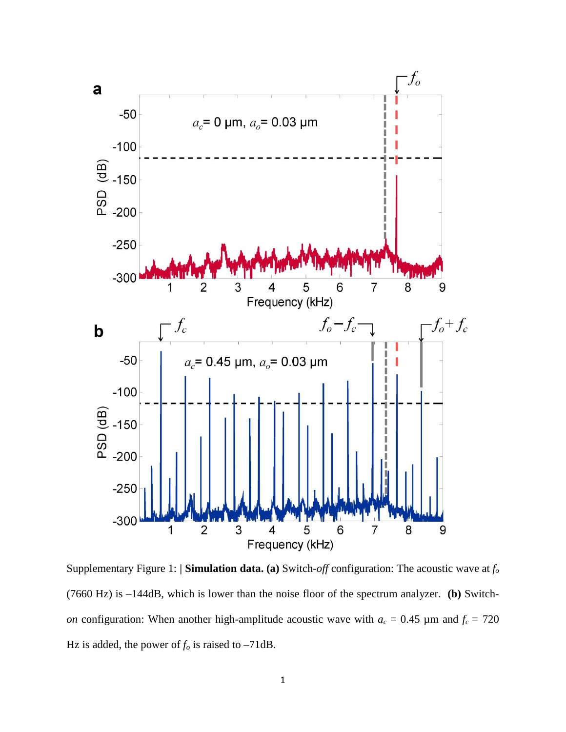Supplementary Figure 1: | **Simulation data. (a)** Switch-*off* configuration: The acoustic wave at $f_o$ (7660 Hz) is –144dB, which is lower than the noise floor of the spectrum analyzer. **(b)** Switch-*on* configuration: When another high-amplitude acoustic wave with $a_c$ = 0.45 μm and $f_c$ = 720 Hz is added, the power of $f_o$ is raised to –71dB.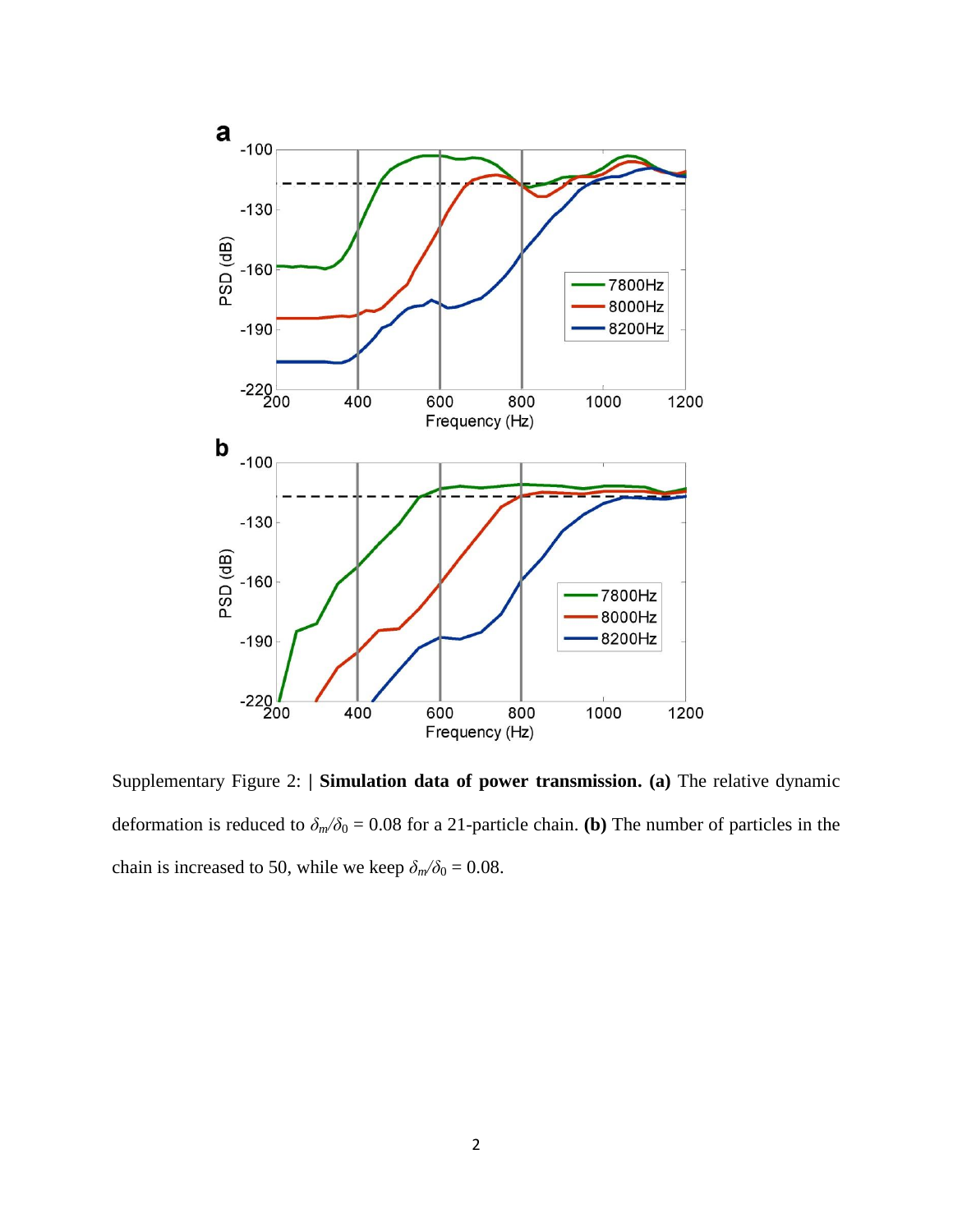Supplementary Figure 2: | **Simulation data of power transmission. (a)** The relative dynamic deformation is reduced to $\delta_m/\delta_0 = 0.08$ for a 21-particle chain. **(b)** The number of particles in the chain is increased to 50, while we keep $\delta_m/\delta_0 = 0.08$.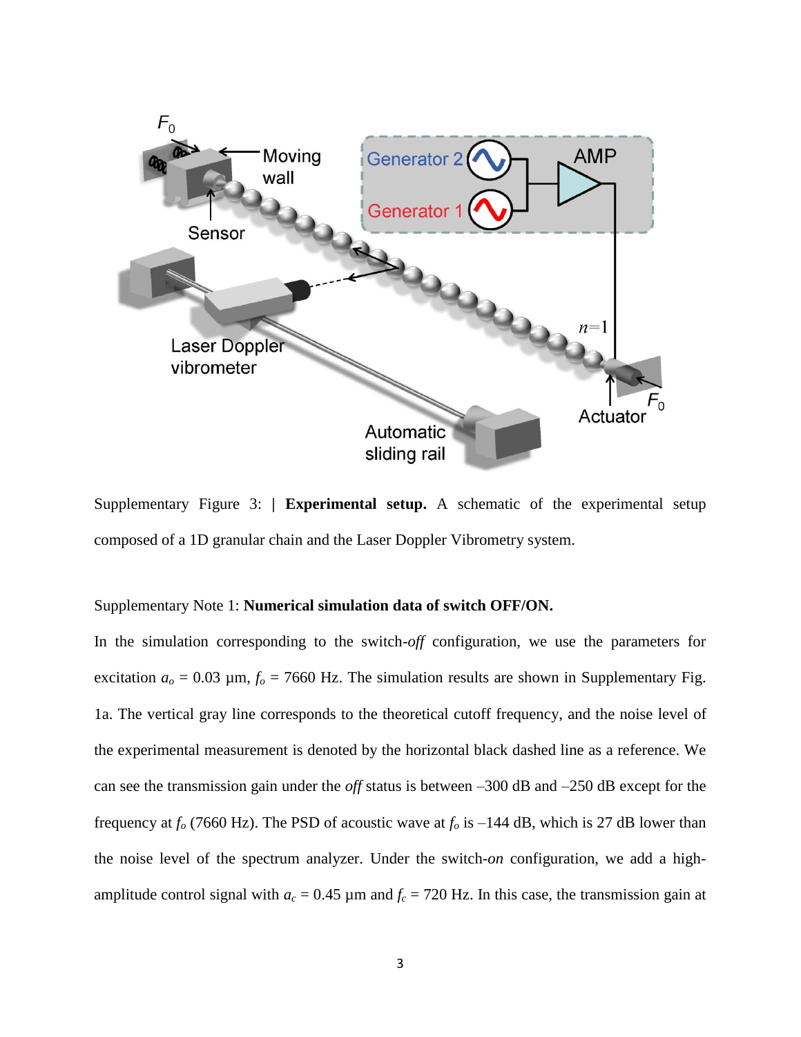Supplementary Figure 3: | **Experimental setup.** A schematic of the experimental setup composed of a 1D granular chain and the Laser Doppler Vibrometry system.

Supplementary Note 1: **Numerical simulation data of switch OFF/ON.**

In the simulation corresponding to the switch-*off* configuration, we use the parameters for excitation $a_o$ = 0.03 μm, $f_o$ = 7660 Hz. The simulation results are shown in Supplementary Fig. 1a. The vertical gray line corresponds to the theoretical cutoff frequency, and the noise level of the experimental measurement is denoted by the horizontal black dashed line as a reference. We can see the transmission gain under the *off* status is between –300 dB and –250 dB except for the frequency at $f_o$ (7660 Hz). The PSD of acoustic wave at $f_o$ is –144 dB, which is 27 dB lower than the noise level of the spectrum analyzer. Under the switch-*on* configuration, we add a high-amplitude control signal with $a_c$ = 0.45 μm and $f_c$ = 720 Hz. In this case, the transmission gain at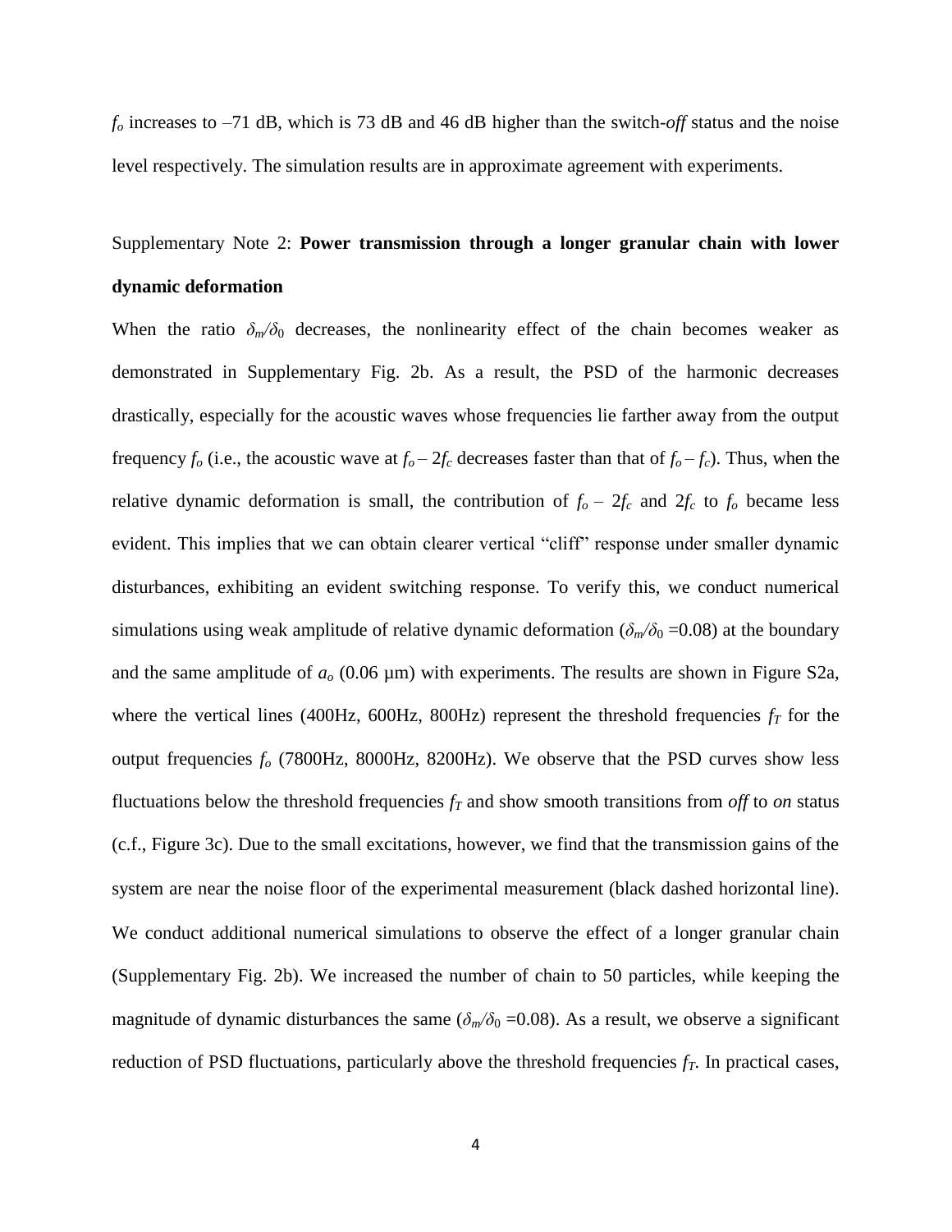$f_o$ increases to –71 dB, which is 73 dB and 46 dB higher than the switch-*off* status and the noise level respectively. The simulation results are in approximate agreement with experiments.

## Supplementary Note 2: **Power transmission through a longer granular chain with lower dynamic deformation**

When the ratio $\delta_m/\delta_0$ decreases, the nonlinearity effect of the chain becomes weaker as demonstrated in Supplementary Fig. 2b. As a result, the PSD of the harmonic decreases drastically, especially for the acoustic waves whose frequencies lie farther away from the output frequency $f_o$ (i.e., the acoustic wave at $f_o - 2f_c$ decreases faster than that of $f_o - f_c$). Thus, when the relative dynamic deformation is small, the contribution of $f_o - 2f_c$ and $2f_c$ to $f_o$ became less evident. This implies that we can obtain clearer vertical "cliff" response under smaller dynamic disturbances, exhibiting an evident switching response. To verify this, we conduct numerical simulations using weak amplitude of relative dynamic deformation ($\delta_m/\delta_0$ =0.08) at the boundary and the same amplitude of $a_o$ (0.06 μm) with experiments. The results are shown in Figure S2a, where the vertical lines (400Hz, 600Hz, 800Hz) represent the threshold frequencies $f_T$ for the output frequencies $f_o$ (7800Hz, 8000Hz, 8200Hz). We observe that the PSD curves show less fluctuations below the threshold frequencies $f_T$ and show smooth transitions from *off* to *on* status (c.f., Figure 3c). Due to the small excitations, however, we find that the transmission gains of the system are near the noise floor of the experimental measurement (black dashed horizontal line). We conduct additional numerical simulations to observe the effect of a longer granular chain (Supplementary Fig. 2b). We increased the number of chain to 50 particles, while keeping the magnitude of dynamic disturbances the same ($\delta_m/\delta_0$ =0.08). As a result, we observe a significant reduction of PSD fluctuations, particularly above the threshold frequencies $f_T$. In practical cases,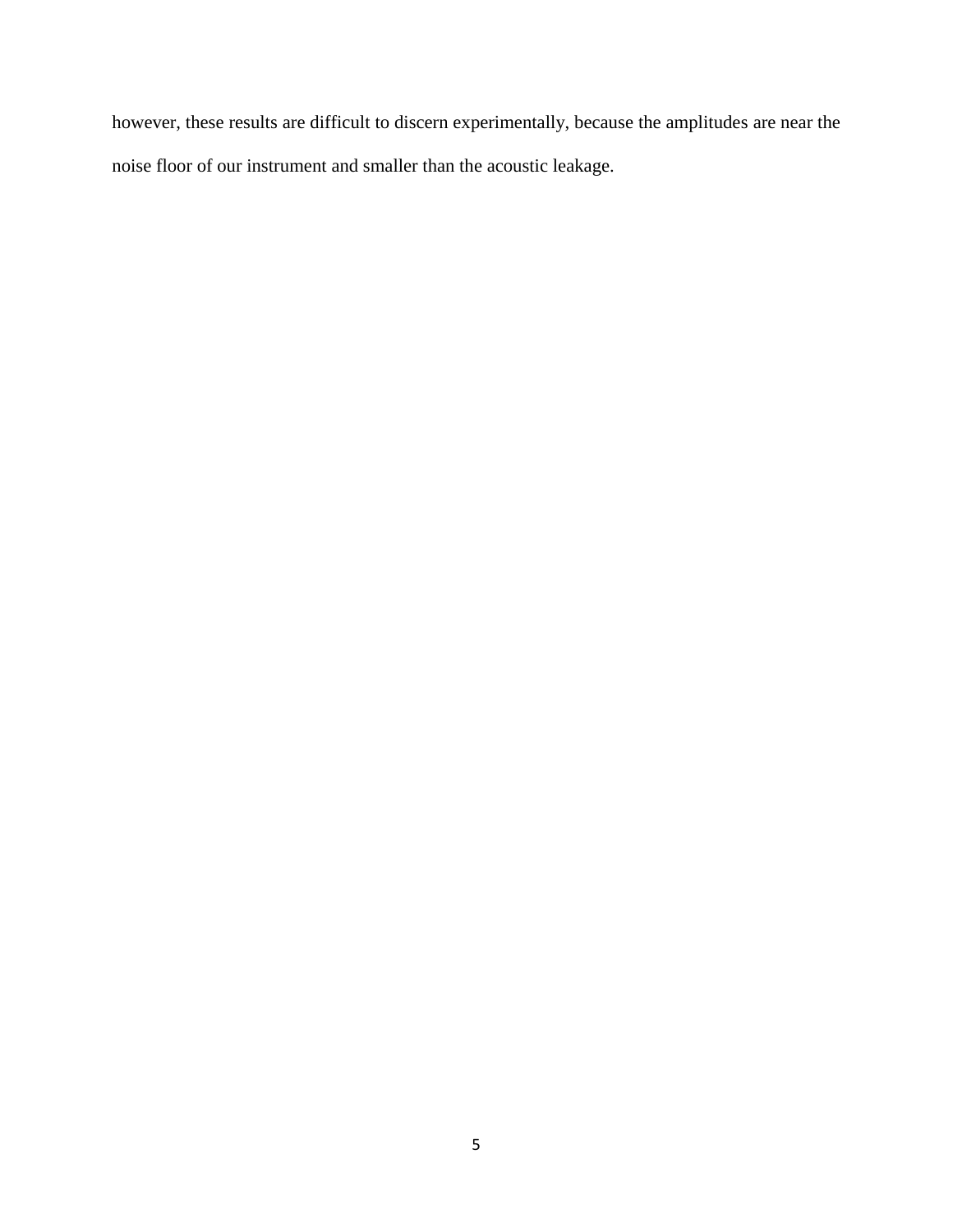however, these results are difficult to discern experimentally, because the amplitudes are near the noise floor of our instrument and smaller than the acoustic leakage.